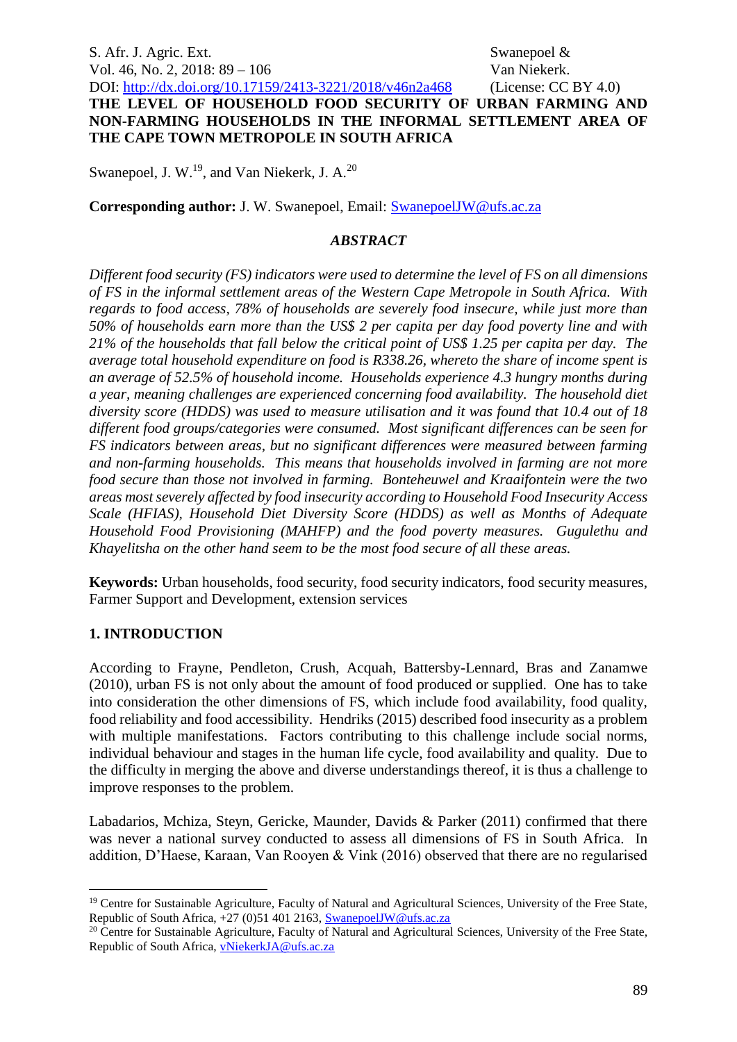# THE LEVEL OF HOUSEHOLD FOOD SECURITY OF URBAN FARMING AND NON-FARMING HOUSEHOLDS IN THE INFORMAL SETTLEMENT AREA OF THE CAPE TOWN METROPOLE IN SOUTH AFRICA

Swanepoel, J. W.[19], and Van Niekerk, J. A.[20]

**Corresponding author:** J. W. Swanepoel, Email: SwanepoelJW@ufs.ac.za

## *ABSTRACT*

*Different food security (FS) indicators were used to determine the level of FS on all dimensions of FS in the informal settlement areas of the Western Cape Metropole in South Africa. With regards to food access, 78% of households are severely food insecure, while just more than 50% of households earn more than the US$ 2 per capita per day food poverty line and with 21% of the households that fall below the critical point of US$ 1.25 per capita per day. The average total household expenditure on food is R338.26, whereto the share of income spent is an average of 52.5% of household income. Households experience 4.3 hungry months during a year, meaning challenges are experienced concerning food availability. The household diet diversity score (HDDS) was used to measure utilisation and it was found that 10.4 out of 18 different food groups/categories were consumed. Most significant differences can be seen for FS indicators between areas, but no significant differences were measured between farming and non-farming households. This means that households involved in farming are not more food secure than those not involved in farming. Bonteheuwel and Kraaifontein were the two areas most severely affected by food insecurity according to Household Food Insecurity Access Scale (HFIAS), Household Diet Diversity Score (HDDS) as well as Months of Adequate Household Food Provisioning (MAHFP) and the food poverty measures. Gugulethu and Khayelitsha on the other hand seem to be the most food secure of all these areas.*

**Keywords:** Urban households, food security, food security indicators, food security measures, Farmer Support and Development, extension services

## 1. INTRODUCTION

According to Frayne, Pendleton, Crush, Acquah, Battersby-Lennard, Bras and Zanamwe (2010), urban FS is not only about the amount of food produced or supplied. One has to take into consideration the other dimensions of FS, which include food availability, food quality, food reliability and food accessibility. Hendriks (2015) described food insecurity as a problem with multiple manifestations. Factors contributing to this challenge include social norms, individual behaviour and stages in the human life cycle, food availability and quality. Due to the difficulty in merging the above and diverse understandings thereof, it is thus a challenge to improve responses to the problem.

Labadarios, Mchiza, Steyn, Gericke, Maunder, Davids & Parker (2011) confirmed that there was never a national survey conducted to assess all dimensions of FS in South Africa. In addition, D'Haese, Karaan, Van Rooyen & Vink (2016) observed that there are no regularised

---

[19] Centre for Sustainable Agriculture, Faculty of Natural and Agricultural Sciences, University of the Free State, Republic of South Africa, +27 (0)51 401 2163, SwanepoelJW@ufs.ac.za

[20] Centre for Sustainable Agriculture, Faculty of Natural and Agricultural Sciences, University of the Free State, Republic of South Africa, vNiekerkJA@ufs.ac.za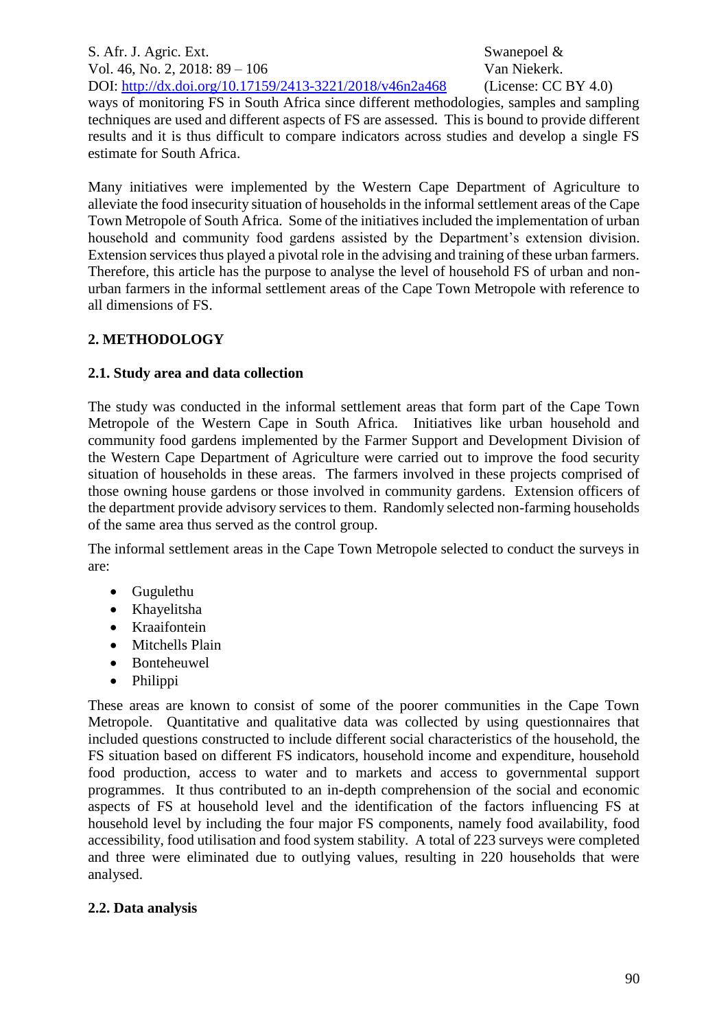ways of monitoring FS in South Africa since different methodologies, samples and sampling techniques are used and different aspects of FS are assessed. This is bound to provide different results and it is thus difficult to compare indicators across studies and develop a single FS estimate for South Africa.

Many initiatives were implemented by the Western Cape Department of Agriculture to alleviate the food insecurity situation of households in the informal settlement areas of the Cape Town Metropole of South Africa. Some of the initiatives included the implementation of urban household and community food gardens assisted by the Department's extension division. Extension services thus played a pivotal role in the advising and training of these urban farmers. Therefore, this article has the purpose to analyse the level of household FS of urban and non-urban farmers in the informal settlement areas of the Cape Town Metropole with reference to all dimensions of FS.

## 2. METHODOLOGY

### 2.1. Study area and data collection

The study was conducted in the informal settlement areas that form part of the Cape Town Metropole of the Western Cape in South Africa. Initiatives like urban household and community food gardens implemented by the Farmer Support and Development Division of the Western Cape Department of Agriculture were carried out to improve the food security situation of households in these areas. The farmers involved in these projects comprised of those owning house gardens or those involved in community gardens. Extension officers of the department provide advisory services to them. Randomly selected non-farming households of the same area thus served as the control group.

The informal settlement areas in the Cape Town Metropole selected to conduct the surveys in are:

- Gugulethu
- Khayelitsha
- Kraaifontein
- Mitchells Plain
- Bonteheuwel
- Philippi

These areas are known to consist of some of the poorer communities in the Cape Town Metropole. Quantitative and qualitative data was collected by using questionnaires that included questions constructed to include different social characteristics of the household, the FS situation based on different FS indicators, household income and expenditure, household food production, access to water and to markets and access to governmental support programmes. It thus contributed to an in-depth comprehension of the social and economic aspects of FS at household level and the identification of the factors influencing FS at household level by including the four major FS components, namely food availability, food accessibility, food utilisation and food system stability. A total of 223 surveys were completed and three were eliminated due to outlying values, resulting in 220 households that were analysed.

### 2.2. Data analysis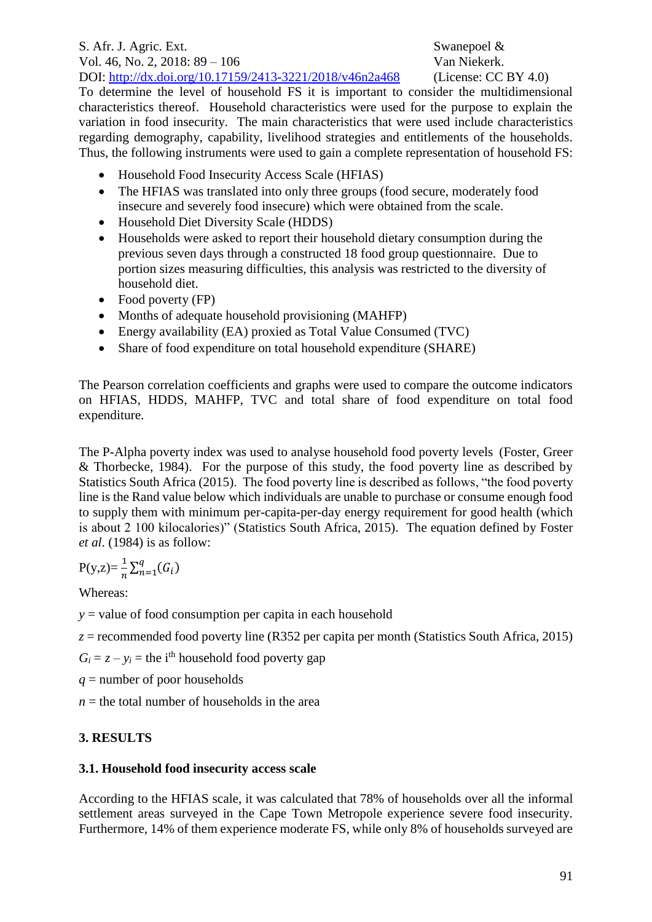To determine the level of household FS it is important to consider the multidimensional characteristics thereof. Household characteristics were used for the purpose to explain the variation in food insecurity. The main characteristics that were used include characteristics regarding demography, capability, livelihood strategies and entitlements of the households. Thus, the following instruments were used to gain a complete representation of household FS:

- Household Food Insecurity Access Scale (HFIAS)
- The HFIAS was translated into only three groups (food secure, moderately food insecure and severely food insecure) which were obtained from the scale.
- Household Diet Diversity Scale (HDDS)
- Households were asked to report their household dietary consumption during the previous seven days through a constructed 18 food group questionnaire. Due to portion sizes measuring difficulties, this analysis was restricted to the diversity of household diet.
- Food poverty (FP)
- Months of adequate household provisioning (MAHFP)
- Energy availability (EA) proxied as Total Value Consumed (TVC)
- Share of food expenditure on total household expenditure (SHARE)

The Pearson correlation coefficients and graphs were used to compare the outcome indicators on HFIAS, HDDS, MAHFP, TVC and total share of food expenditure on total food expenditure.

The P-Alpha poverty index was used to analyse household food poverty levels (Foster, Greer & Thorbecke, 1984). For the purpose of this study, the food poverty line as described by Statistics South Africa (2015). The food poverty line is described as follows, "the food poverty line is the Rand value below which individuals are unable to purchase or consume enough food to supply them with minimum per-capita-per-day energy requirement for good health (which is about 2 100 kilocalories)" (Statistics South Africa, 2015). The equation defined by Foster *et al*. (1984) is as follow:

$$P(y,z) = \frac{1}{n}\sum_{n=1}^{q}(G_i)$$

Whereas:

$y$ = value of food consumption per capita in each household

$z$ = recommended food poverty line (R352 per capita per month (Statistics South Africa, 2015)

$G_i = z - y_i$ = the i$^{th}$ household food poverty gap

$q$ = number of poor households

$n$ = the total number of households in the area

## 3. RESULTS

### 3.1. Household food insecurity access scale

According to the HFIAS scale, it was calculated that 78% of households over all the informal settlement areas surveyed in the Cape Town Metropole experience severe food insecurity. Furthermore, 14% of them experience moderate FS, while only 8% of households surveyed are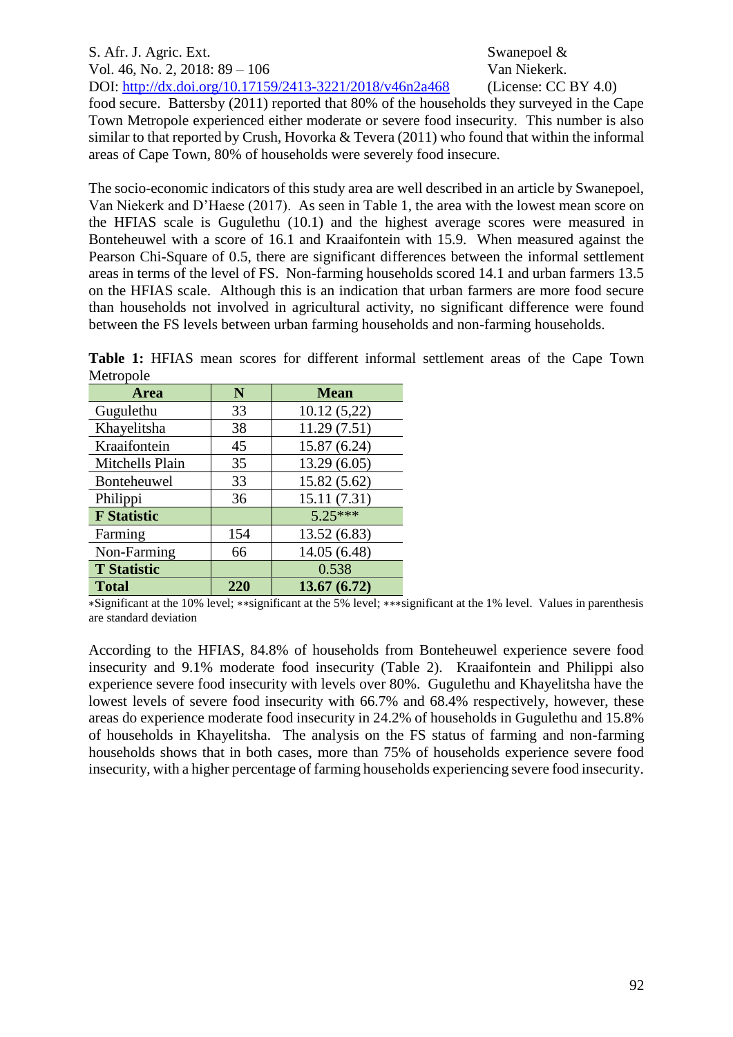food secure. Battersby (2011) reported that 80% of the households they surveyed in the Cape Town Metropole experienced either moderate or severe food insecurity. This number is also similar to that reported by Crush, Hovorka & Tevera (2011) who found that within the informal areas of Cape Town, 80% of households were severely food insecure.

The socio-economic indicators of this study area are well described in an article by Swanepoel, Van Niekerk and D'Haese (2017). As seen in Table 1, the area with the lowest mean score on the HFIAS scale is Gugulethu (10.1) and the highest average scores were measured in Bonteheuwel with a score of 16.1 and Kraaifontein with 15.9. When measured against the Pearson Chi-Square of 0.5, there are significant differences between the informal settlement areas in terms of the level of FS. Non-farming households scored 14.1 and urban farmers 13.5 on the HFIAS scale. Although this is an indication that urban farmers are more food secure than households not involved in agricultural activity, no significant difference were found between the FS levels between urban farming households and non-farming households.

**Table 1:** HFIAS mean scores for different informal settlement areas of the Cape Town Metropole

| Area | N | Mean |
|---|---|---|
| Gugulethu | 33 | 10.12 (5,22) |
| Khayelitsha | 38 | 11.29 (7.51) |
| Kraaifontein | 45 | 15.87 (6.24) |
| Mitchells Plain | 35 | 13.29 (6.05) |
| Bonteheuwel | 33 | 15.82 (5.62) |
| Philippi | 36 | 15.11 (7.31) |
| **F Statistic** | | 5.25*** |
| Farming | 154 | 13.52 (6.83) |
| Non-Farming | 66 | 14.05 (6.48) |
| **T Statistic** | | 0.538 |
| **Total** | **220** | **13.67 (6.72)** |

*Significant at the 10% level; **significant at the 5% level; ***significant at the 1% level. Values in parenthesis are standard deviation

According to the HFIAS, 84.8% of households from Bonteheuwel experience severe food insecurity and 9.1% moderate food insecurity (Table 2). Kraaifontein and Philippi also experience severe food insecurity with levels over 80%. Gugulethu and Khayelitsha have the lowest levels of severe food insecurity with 66.7% and 68.4% respectively, however, these areas do experience moderate food insecurity in 24.2% of households in Gugulethu and 15.8% of households in Khayelitsha. The analysis on the FS status of farming and non-farming households shows that in both cases, more than 75% of households experience severe food insecurity, with a higher percentage of farming households experiencing severe food insecurity.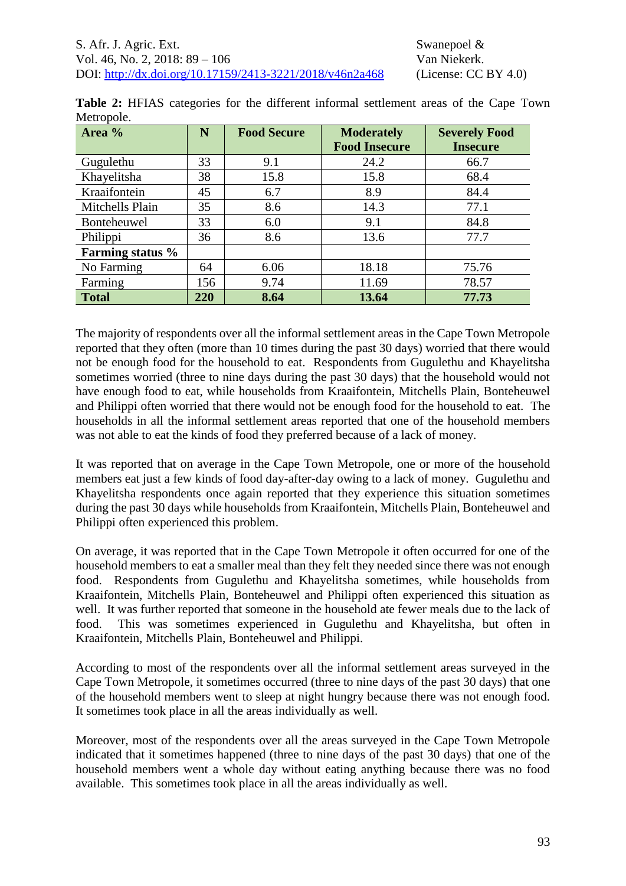**Table 2:** HFIAS categories for the different informal settlement areas of the Cape Town Metropole.

| Area % | N | Food Secure | Moderately Food Insecure | Severely Food Insecure |
|---|---|---|---|---|
| Gugulethu | 33 | 9.1 | 24.2 | 66.7 |
| Khayelitsha | 38 | 15.8 | 15.8 | 68.4 |
| Kraaifontein | 45 | 6.7 | 8.9 | 84.4 |
| Mitchells Plain | 35 | 8.6 | 14.3 | 77.1 |
| Bonteheuwel | 33 | 6.0 | 9.1 | 84.8 |
| Philippi | 36 | 8.6 | 13.6 | 77.7 |
| **Farming status %** | | | | |
| No Farming | 64 | 6.06 | 18.18 | 75.76 |
| Farming | 156 | 9.74 | 11.69 | 78.57 |
| **Total** | **220** | **8.64** | **13.64** | **77.73** |

The majority of respondents over all the informal settlement areas in the Cape Town Metropole reported that they often (more than 10 times during the past 30 days) worried that there would not be enough food for the household to eat. Respondents from Gugulethu and Khayelitsha sometimes worried (three to nine days during the past 30 days) that the household would not have enough food to eat, while households from Kraaifontein, Mitchells Plain, Bonteheuwel and Philippi often worried that there would not be enough food for the household to eat. The households in all the informal settlement areas reported that one of the household members was not able to eat the kinds of food they preferred because of a lack of money.

It was reported that on average in the Cape Town Metropole, one or more of the household members eat just a few kinds of food day-after-day owing to a lack of money. Gugulethu and Khayelitsha respondents once again reported that they experience this situation sometimes during the past 30 days while households from Kraaifontein, Mitchells Plain, Bonteheuwel and Philippi often experienced this problem.

On average, it was reported that in the Cape Town Metropole it often occurred for one of the household members to eat a smaller meal than they felt they needed since there was not enough food. Respondents from Gugulethu and Khayelitsha sometimes, while households from Kraaifontein, Mitchells Plain, Bonteheuwel and Philippi often experienced this situation as well. It was further reported that someone in the household ate fewer meals due to the lack of food. This was sometimes experienced in Gugulethu and Khayelitsha, but often in Kraaifontein, Mitchells Plain, Bonteheuwel and Philippi.

According to most of the respondents over all the informal settlement areas surveyed in the Cape Town Metropole, it sometimes occurred (three to nine days of the past 30 days) that one of the household members went to sleep at night hungry because there was not enough food. It sometimes took place in all the areas individually as well.

Moreover, most of the respondents over all the areas surveyed in the Cape Town Metropole indicated that it sometimes happened (three to nine days of the past 30 days) that one of the household members went a whole day without eating anything because there was no food available. This sometimes took place in all the areas individually as well.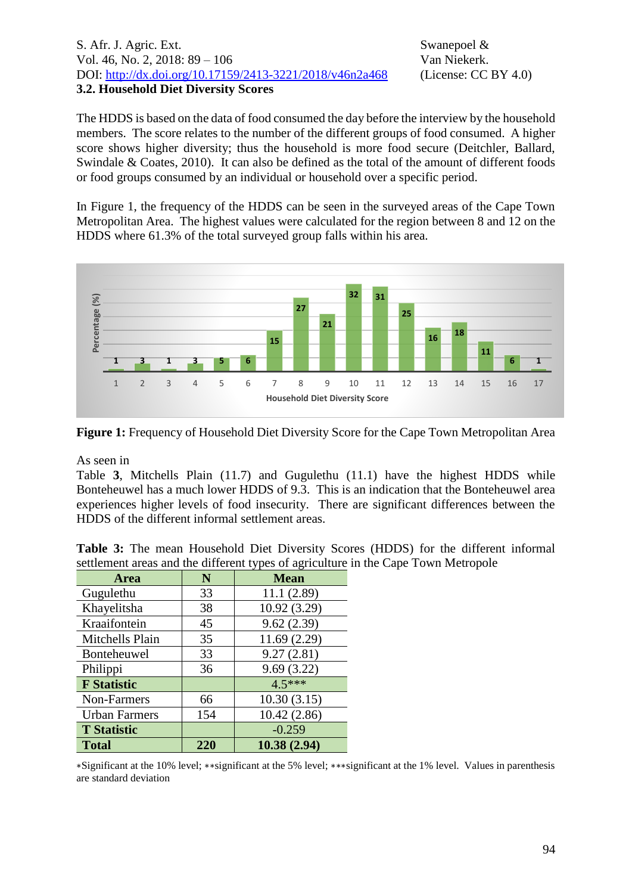### 3.2. Household Diet Diversity Scores

The HDDS is based on the data of food consumed the day before the interview by the household members. The score relates to the number of the different groups of food consumed. A higher score shows higher diversity; thus the household is more food secure (Deitchler, Ballard, Swindale & Coates, 2010). It can also be defined as the total of the amount of different foods or food groups consumed by an individual or household over a specific period.

In Figure 1, the frequency of the HDDS can be seen in the surveyed areas of the Cape Town Metropolitan Area. The highest values were calculated for the region between 8 and 12 on the HDDS where 61.3% of the total surveyed group falls within his area.

**Figure 1:** Frequency of Household Diet Diversity Score for the Cape Town Metropolitan Area

As seen in Table 3, Mitchells Plain (11.7) and Gugulethu (11.1) have the highest HDDS while Bonteheuwel has a much lower HDDS of 9.3. This is an indication that the Bonteheuwel area experiences higher levels of food insecurity. There are significant differences between the HDDS of the different informal settlement areas.

**Table 3:** The mean Household Diet Diversity Scores (HDDS) for the different informal settlement areas and the different types of agriculture in the Cape Town Metropole

| Area | N | Mean |
|---|---|---|
| Gugulethu | 33 | 11.1 (2.89) |
| Khayelitsha | 38 | 10.92 (3.29) |
| Kraaifontein | 45 | 9.62 (2.39) |
| Mitchells Plain | 35 | 11.69 (2.29) |
| Bonteheuwel | 33 | 9.27 (2.81) |
| Philippi | 36 | 9.69 (3.22) |
| **F Statistic** | | 4.5*** |
| Non-Farmers | 66 | 10.30 (3.15) |
| Urban Farmers | 154 | 10.42 (2.86) |
| **T Statistic** | | -0.259 |
| **Total** | **220** | **10.38 (2.94)** |

*Significant at the 10% level; **significant at the 5% level; ***significant at the 1% level. Values in parenthesis are standard deviation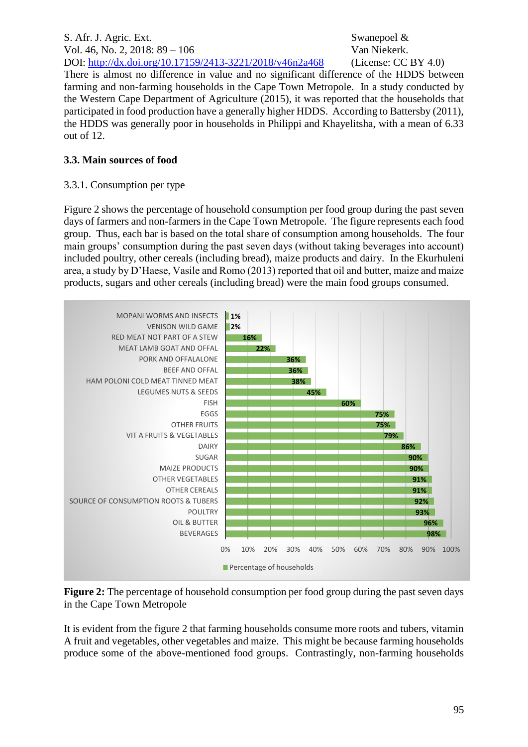There is almost no difference in value and no significant difference of the HDDS between farming and non-farming households in the Cape Town Metropole. In a study conducted by the Western Cape Department of Agriculture (2015), it was reported that the households that participated in food production have a generally higher HDDS. According to Battersby (2011), the HDDS was generally poor in households in Philippi and Khayelitsha, with a mean of 6.33 out of 12.

### 3.3. Main sources of food

3.3.1. Consumption per type

Figure 2 shows the percentage of household consumption per food group during the past seven days of farmers and non-farmers in the Cape Town Metropole. The figure represents each food group. Thus, each bar is based on the total share of consumption among households. The four main groups' consumption during the past seven days (without taking beverages into account) included poultry, other cereals (including bread), maize products and dairy. In the Ekurhuleni area, a study by D'Haese, Vasile and Romo (2013) reported that oil and butter, maize and maize products, sugars and other cereals (including bread) were the main food groups consumed.

| Food group | Percentage of households |
|---|---|
| MOPANI WORMS AND INSECTS | 1% |
| VENISON WILD GAME | 2% |
| RED MEAT NOT PART OF A STEW | 16% |
| MEAT LAMB GOAT AND OFFAL | 22% |
| PORK AND OFFALALONE | 36% |
| BEEF AND OFFAL | 36% |
| HAM POLONI COLD MEAT TINNED MEAT | 38% |
| LEGUMES NUTS & SEEDS | 45% |
| FISH | 60% |
| EGGS | 75% |
| OTHER FRUITS | 75% |
| VIT A FRUITS & VEGETABLES | 79% |
| DAIRY | 86% |
| SUGAR | 90% |
| MAIZE PRODUCTS | 90% |
| OTHER VEGETABLES | 91% |
| OTHER CEREALS | 91% |
| SOURCE OF CONSUMPTION ROOTS & TUBERS | 92% |
| POULTRY | 93% |
| OIL & BUTTER | 96% |
| BEVERAGES | 98% |

**Figure 2:** The percentage of household consumption per food group during the past seven days in the Cape Town Metropole

It is evident from the figure 2 that farming households consume more roots and tubers, vitamin A fruit and vegetables, other vegetables and maize. This might be because farming households produce some of the above-mentioned food groups. Contrastingly, non-farming households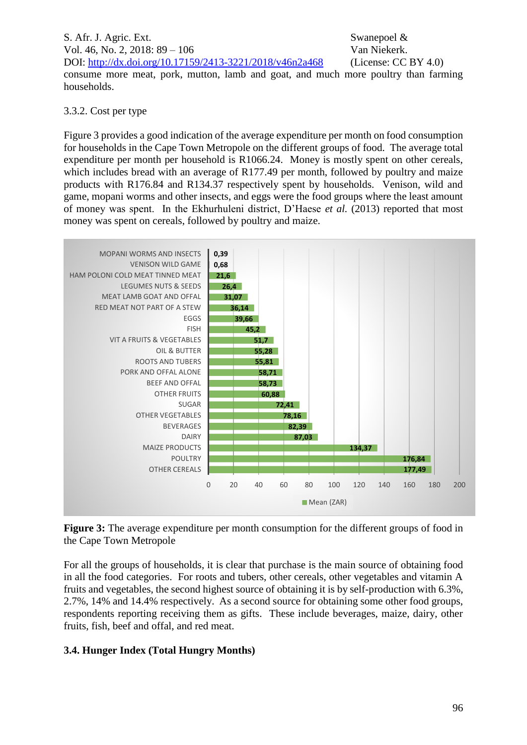consume more meat, pork, mutton, lamb and goat, and much more poultry than farming households.

### 3.3.2. Cost per type

Figure 3 provides a good indication of the average expenditure per month on food consumption for households in the Cape Town Metropole on the different groups of food. The average total expenditure per month per household is R1066.24. Money is mostly spent on other cereals, which includes bread with an average of R177.49 per month, followed by poultry and maize products with R176.84 and R134.37 respectively spent by households. Venison, wild and game, mopani worms and other insects, and eggs were the food groups where the least amount of money was spent. In the Ekhurhuleni district, D'Haese *et al.* (2013) reported that most money was spent on cereals, followed by poultry and maize.

| Food group | Mean (ZAR) |
|---|---|
| MOPANI WORMS AND INSECTS | 0,39 |
| VENISON WILD GAME | 0,68 |
| HAM POLONI COLD MEAT TINNED MEAT | 21,6 |
| LEGUMES NUTS & SEEDS | 26,4 |
| MEAT LAMB GOAT AND OFFAL | 31,07 |
| RED MEAT NOT PART OF A STEW | 36,14 |
| EGGS | 39,66 |
| FISH | 45,2 |
| VIT A FRUITS & VEGETABLES | 51,7 |
| OIL & BUTTER | 55,28 |
| ROOTS AND TUBERS | 55,81 |
| PORK AND OFFAL ALONE | 58,71 |
| BEEF AND OFFAL | 58,73 |
| OTHER FRUITS | 60,88 |
| SUGAR | 72,41 |
| OTHER VEGETABLES | 78,16 |
| BEVERAGES | 82,39 |
| DAIRY | 87,03 |
| MAIZE PRODUCTS | 134,37 |
| POULTRY | 176,84 |
| OTHER CEREALS | 177,49 |

**Figure 3:** The average expenditure per month consumption for the different groups of food in the Cape Town Metropole

For all the groups of households, it is clear that purchase is the main source of obtaining food in all the food categories. For roots and tubers, other cereals, other vegetables and vitamin A fruits and vegetables, the second highest source of obtaining it is by self-production with 6.3%, 2.7%, 14% and 14.4% respectively. As a second source for obtaining some other food groups, respondents reporting receiving them as gifts. These include beverages, maize, dairy, other fruits, fish, beef and offal, and red meat.

## 3.4. Hunger Index (Total Hungry Months)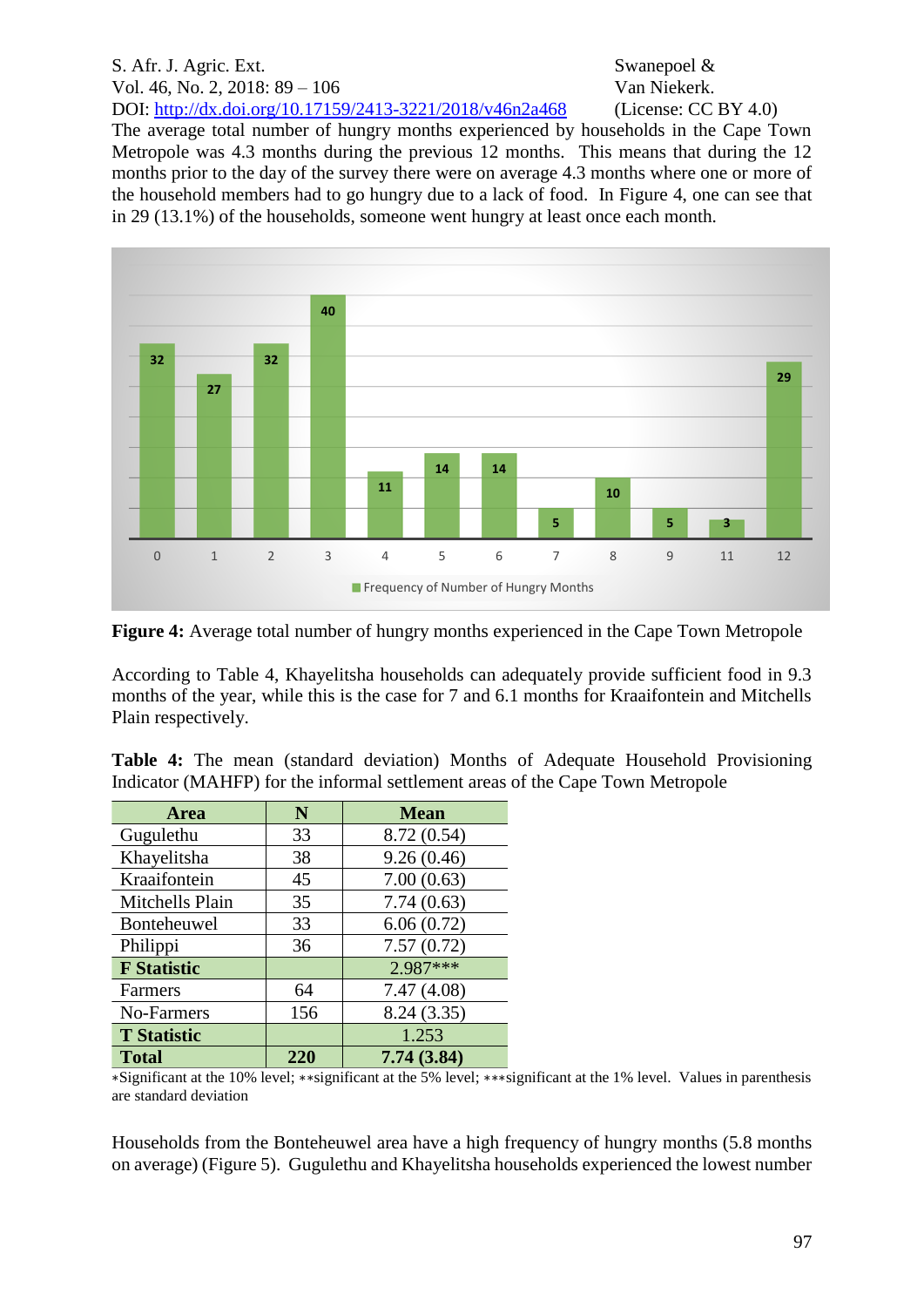The average total number of hungry months experienced by households in the Cape Town Metropole was 4.3 months during the previous 12 months. This means that during the 12 months prior to the day of the survey there were on average 4.3 months where one or more of the household members had to go hungry due to a lack of food. In Figure 4, one can see that in 29 (13.1%) of the households, someone went hungry at least once each month.

**Figure 4:** Average total number of hungry months experienced in the Cape Town Metropole

According to Table 4, Khayelitsha households can adequately provide sufficient food in 9.3 months of the year, while this is the case for 7 and 6.1 months for Kraaifontein and Mitchells Plain respectively.

**Table 4:** The mean (standard deviation) Months of Adequate Household Provisioning Indicator (MAHFP) for the informal settlement areas of the Cape Town Metropole

| Area | N | Mean |
|---|---|---|
| Gugulethu | 33 | 8.72 (0.54) |
| Khayelitsha | 38 | 9.26 (0.46) |
| Kraaifontein | 45 | 7.00 (0.63) |
| Mitchells Plain | 35 | 7.74 (0.63) |
| Bonteheuwel | 33 | 6.06 (0.72) |
| Philippi | 36 | 7.57 (0.72) |
| **F Statistic** | | 2.987*** |
| Farmers | 64 | 7.47 (4.08) |
| No-Farmers | 156 | 8.24 (3.35) |
| **T Statistic** | | 1.253 |
| **Total** | **220** | **7.74 (3.84)** |

*Significant at the 10% level; **significant at the 5% level; ***significant at the 1% level. Values in parenthesis are standard deviation

Households from the Bonteheuwel area have a high frequency of hungry months (5.8 months on average) (Figure 5). Gugulethu and Khayelitsha households experienced the lowest number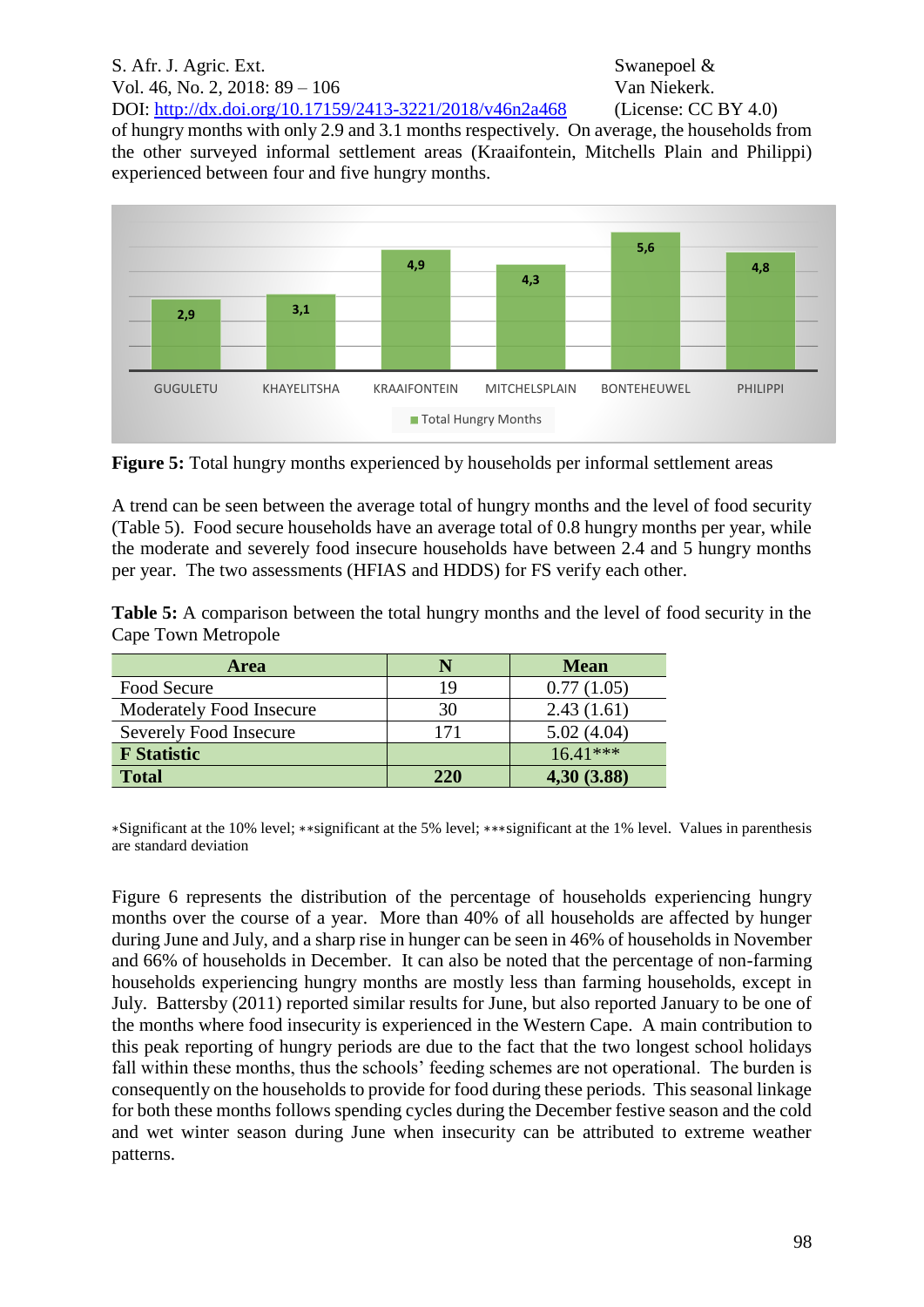of hungry months with only 2.9 and 3.1 months respectively. On average, the households from the other surveyed informal settlement areas (Kraaifontein, Mitchells Plain and Philippi) experienced between four and five hungry months.

**Figure 5:** Total hungry months experienced by households per informal settlement areas

A trend can be seen between the average total of hungry months and the level of food security (Table 5). Food secure households have an average total of 0.8 hungry months per year, while the moderate and severely food insecure households have between 2.4 and 5 hungry months per year. The two assessments (HFIAS and HDDS) for FS verify each other.

**Table 5:** A comparison between the total hungry months and the level of food security in the Cape Town Metropole

| Area | N | Mean |
|---|---|---|
| Food Secure | 19 | 0.77 (1.05) |
| Moderately Food Insecure | 30 | 2.43 (1.61) |
| Severely Food Insecure | 171 | 5.02 (4.04) |
| **F Statistic** | | 16.41*** |
| **Total** | **220** | **4,30 (3.88)** |

*Significant at the 10% level; **significant at the 5% level; ***significant at the 1% level. Values in parenthesis are standard deviation

Figure 6 represents the distribution of the percentage of households experiencing hungry months over the course of a year. More than 40% of all households are affected by hunger during June and July, and a sharp rise in hunger can be seen in 46% of households in November and 66% of households in December. It can also be noted that the percentage of non-farming households experiencing hungry months are mostly less than farming households, except in July. Battersby (2011) reported similar results for June, but also reported January to be one of the months where food insecurity is experienced in the Western Cape. A main contribution to this peak reporting of hungry periods are due to the fact that the two longest school holidays fall within these months, thus the schools' feeding schemes are not operational. The burden is consequently on the households to provide for food during these periods. This seasonal linkage for both these months follows spending cycles during the December festive season and the cold and wet winter season during June when insecurity can be attributed to extreme weather patterns.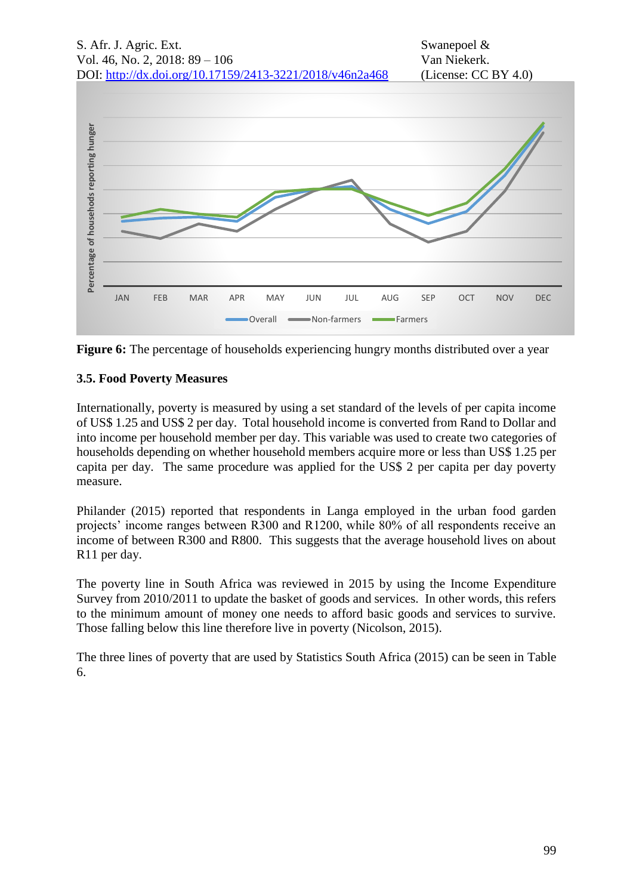**Figure 6:** The percentage of households experiencing hungry months distributed over a year

### 3.5. Food Poverty Measures

Internationally, poverty is measured by using a set standard of the levels of per capita income of US$ 1.25 and US$ 2 per day. Total household income is converted from Rand to Dollar and into income per household member per day. This variable was used to create two categories of households depending on whether household members acquire more or less than US$ 1.25 per capita per day. The same procedure was applied for the US$ 2 per capita per day poverty measure.

Philander (2015) reported that respondents in Langa employed in the urban food garden projects' income ranges between R300 and R1200, while 80% of all respondents receive an income of between R300 and R800. This suggests that the average household lives on about R11 per day.

The poverty line in South Africa was reviewed in 2015 by using the Income Expenditure Survey from 2010/2011 to update the basket of goods and services. In other words, this refers to the minimum amount of money one needs to afford basic goods and services to survive. Those falling below this line therefore live in poverty (Nicolson, 2015).

The three lines of poverty that are used by Statistics South Africa (2015) can be seen in Table 6.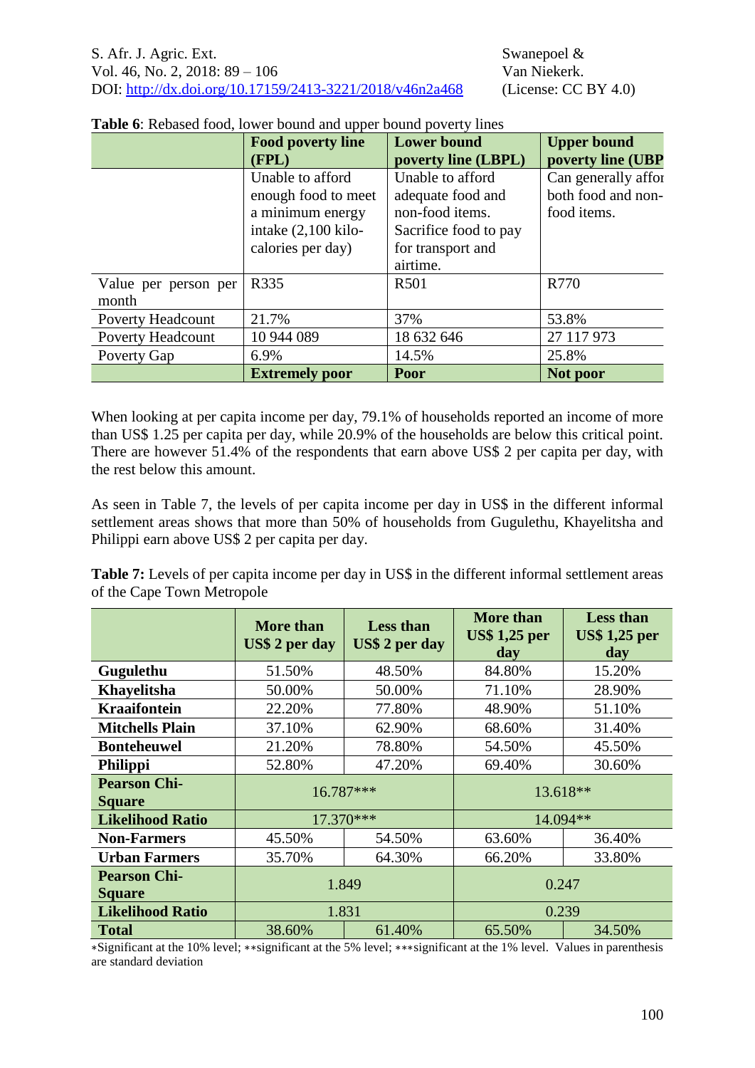**Table 6**: Rebased food, lower bound and upper bound poverty lines

| | Food poverty line (FPL) | Lower bound poverty line (LBPL) | Upper bound poverty line (UBP |
|---|---|---|---|
| | Unable to afford enough food to meet a minimum energy intake (2,100 kilo-calories per day) | Unable to afford adequate food and non-food items. Sacrifice food to pay for transport and airtime. | Can generally affor both food and non-food items. |
| Value per person per month | R335 | R501 | R770 |
| Poverty Headcount | 21.7% | 37% | 53.8% |
| Poverty Headcount | 10 944 089 | 18 632 646 | 27 117 973 |
| Poverty Gap | 6.9% | 14.5% | 25.8% |
| | **Extremely poor** | **Poor** | **Not poor** |

When looking at per capita income per day, 79.1% of households reported an income of more than US$ 1.25 per capita per day, while 20.9% of the households are below this critical point. There are however 51.4% of the respondents that earn above US$ 2 per capita per day, with the rest below this amount.

As seen in Table 7, the levels of per capita income per day in US$ in the different informal settlement areas shows that more than 50% of households from Gugulethu, Khayelitsha and Philippi earn above US$ 2 per capita per day.

**Table 7:** Levels of per capita income per day in US$ in the different informal settlement areas of the Cape Town Metropole

| | More than US$ 2 per day | Less than US$ 2 per day | More than US$ 1,25 per day | Less than US$ 1,25 per day |
|---|---|---|---|---|
| **Gugulethu** | 51.50% | 48.50% | 84.80% | 15.20% |
| **Khayelitsha** | 50.00% | 50.00% | 71.10% | 28.90% |
| **Kraaifontein** | 22.20% | 77.80% | 48.90% | 51.10% |
| **Mitchells Plain** | 37.10% | 62.90% | 68.60% | 31.40% |
| **Bonteheuwel** | 21.20% | 78.80% | 54.50% | 45.50% |
| **Philippi** | 52.80% | 47.20% | 69.40% | 30.60% |
| **Pearson Chi-Square** | 16.787*** | | 13.618** | |
| **Likelihood Ratio** | 17.370*** | | 14.094** | |
| **Non-Farmers** | 45.50% | 54.50% | 63.60% | 36.40% |
| **Urban Farmers** | 35.70% | 64.30% | 66.20% | 33.80% |
| **Pearson Chi-Square** | 1.849 | | 0.247 | |
| **Likelihood Ratio** | 1.831 | | 0.239 | |
| **Total** | 38.60% | 61.40% | 65.50% | 34.50% |

*Significant at the 10% level; **significant at the 5% level; ***significant at the 1% level. Values in parenthesis are standard deviation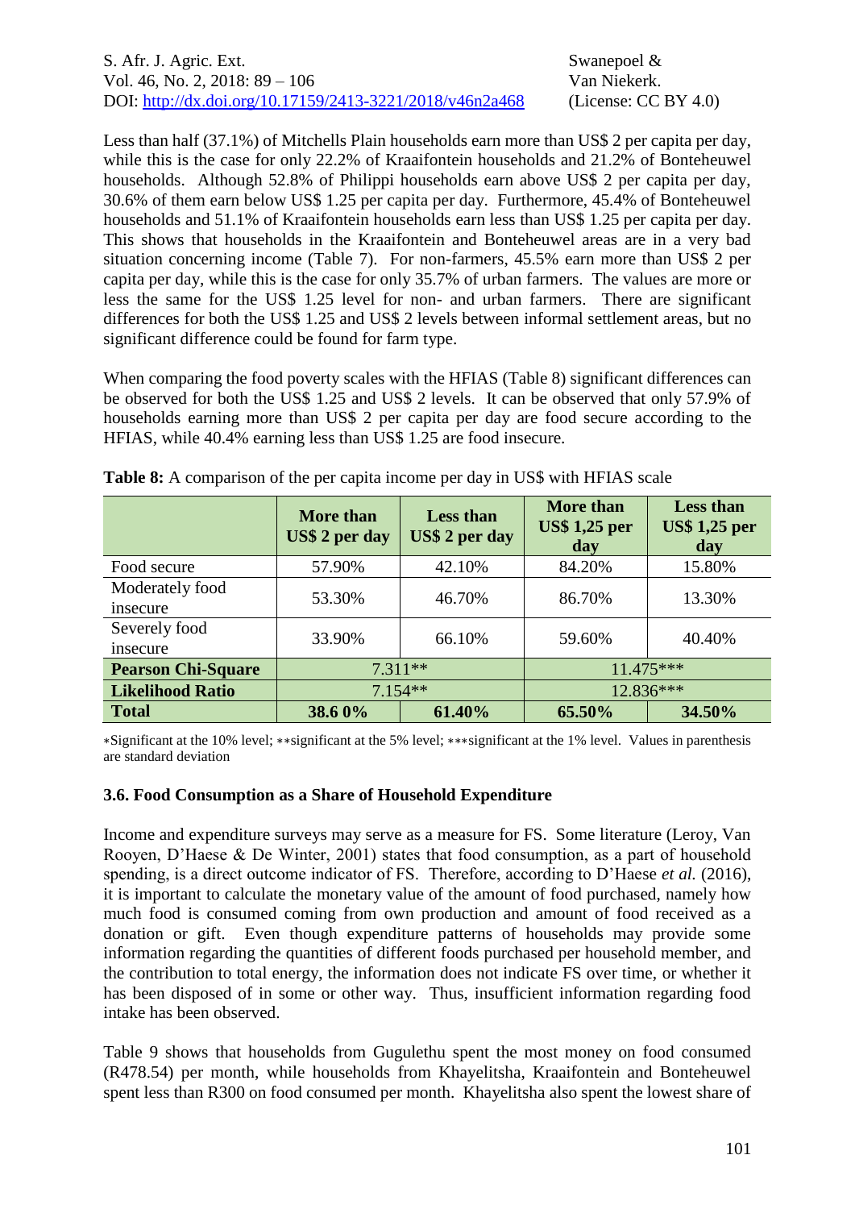Less than half (37.1%) of Mitchells Plain households earn more than US$ 2 per capita per day, while this is the case for only 22.2% of Kraaifontein households and 21.2% of Bonteheuwel households. Although 52.8% of Philippi households earn above US$ 2 per capita per day, 30.6% of them earn below US$ 1.25 per capita per day. Furthermore, 45.4% of Bonteheuwel households and 51.1% of Kraaifontein households earn less than US$ 1.25 per capita per day. This shows that households in the Kraaifontein and Bonteheuwel areas are in a very bad situation concerning income (Table 7). For non-farmers, 45.5% earn more than US$ 2 per capita per day, while this is the case for only 35.7% of urban farmers. The values are more or less the same for the US$ 1.25 level for non- and urban farmers. There are significant differences for both the US$ 1.25 and US$ 2 levels between informal settlement areas, but no significant difference could be found for farm type.

When comparing the food poverty scales with the HFIAS (Table 8) significant differences can be observed for both the US$ 1.25 and US$ 2 levels. It can be observed that only 57.9% of households earning more than US$ 2 per capita per day are food secure according to the HFIAS, while 40.4% earning less than US$ 1.25 are food insecure.

**Table 8:** A comparison of the per capita income per day in US$ with HFIAS scale

| | More than US$ 2 per day | Less than US$ 2 per day | More than US$ 1,25 per day | Less than US$ 1,25 per day |
|---|---|---|---|---|
| Food secure | 57.90% | 42.10% | 84.20% | 15.80% |
| Moderately food insecure | 53.30% | 46.70% | 86.70% | 13.30% |
| Severely food insecure | 33.90% | 66.10% | 59.60% | 40.40% |
| **Pearson Chi-Square** | 7.311** | | 11.475*** | |
| **Likelihood Ratio** | 7.154** | | 12.836*** | |
| **Total** | **38.6 0%** | **61.40%** | **65.50%** | **34.50%** |

*Significant at the 10% level; **significant at the 5% level; ***significant at the 1% level. Values in parenthesis are standard deviation

### 3.6. Food Consumption as a Share of Household Expenditure

Income and expenditure surveys may serve as a measure for FS. Some literature (Leroy, Van Rooyen, D'Haese & De Winter, 2001) states that food consumption, as a part of household spending, is a direct outcome indicator of FS. Therefore, according to D'Haese *et al.* (2016), it is important to calculate the monetary value of the amount of food purchased, namely how much food is consumed coming from own production and amount of food received as a donation or gift. Even though expenditure patterns of households may provide some information regarding the quantities of different foods purchased per household member, and the contribution to total energy, the information does not indicate FS over time, or whether it has been disposed of in some or other way. Thus, insufficient information regarding food intake has been observed.

Table 9 shows that households from Gugulethu spent the most money on food consumed (R478.54) per month, while households from Khayelitsha, Kraaifontein and Bonteheuwel spent less than R300 on food consumed per month. Khayelitsha also spent the lowest share of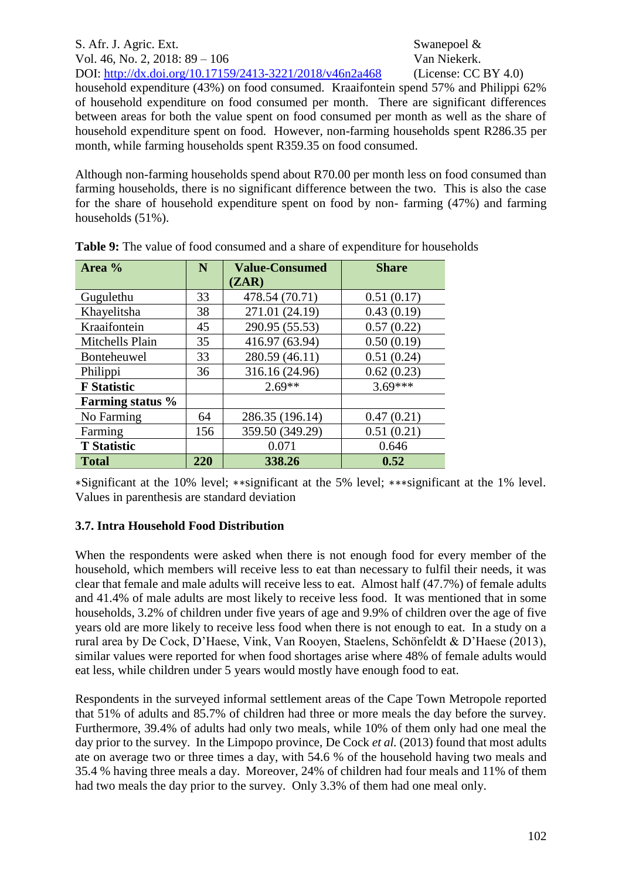household expenditure (43%) on food consumed. Kraaifontein spend 57% and Philippi 62% of household expenditure on food consumed per month. There are significant differences between areas for both the value spent on food consumed per month as well as the share of household expenditure spent on food. However, non-farming households spent R286.35 per month, while farming households spent R359.35 on food consumed.

Although non-farming households spend about R70.00 per month less on food consumed than farming households, there is no significant difference between the two. This is also the case for the share of household expenditure spent on food by non- farming (47%) and farming households (51%).

**Table 9:** The value of food consumed and a share of expenditure for households

| Area % | N | Value-Consumed (ZAR) | Share |
|---|---|---|---|
| Gugulethu | 33 | 478.54 (70.71) | 0.51 (0.17) |
| Khayelitsha | 38 | 271.01 (24.19) | 0.43 (0.19) |
| Kraaifontein | 45 | 290.95 (55.53) | 0.57 (0.22) |
| Mitchells Plain | 35 | 416.97 (63.94) | 0.50 (0.19) |
| Bonteheuwel | 33 | 280.59 (46.11) | 0.51 (0.24) |
| Philippi | 36 | 316.16 (24.96) | 0.62 (0.23) |
| **F Statistic** | | 2.69** | 3.69*** |
| **Farming status %** | | | |
| No Farming | 64 | 286.35 (196.14) | 0.47 (0.21) |
| Farming | 156 | 359.50 (349.29) | 0.51 (0.21) |
| **T Statistic** | | 0.071 | 0.646 |
| **Total** | **220** | **338.26** | **0.52** |

*Significant at the 10% level; **significant at the 5% level; ***significant at the 1% level. Values in parenthesis are standard deviation

### 3.7. Intra Household Food Distribution

When the respondents were asked when there is not enough food for every member of the household, which members will receive less to eat than necessary to fulfil their needs, it was clear that female and male adults will receive less to eat. Almost half (47.7%) of female adults and 41.4% of male adults are most likely to receive less food. It was mentioned that in some households, 3.2% of children under five years of age and 9.9% of children over the age of five years old are more likely to receive less food when there is not enough to eat. In a study on a rural area by De Cock, D'Haese, Vink, Van Rooyen, Staelens, Schönfeldt & D'Haese (2013), similar values were reported for when food shortages arise where 48% of female adults would eat less, while children under 5 years would mostly have enough food to eat.

Respondents in the surveyed informal settlement areas of the Cape Town Metropole reported that 51% of adults and 85.7% of children had three or more meals the day before the survey. Furthermore, 39.4% of adults had only two meals, while 10% of them only had one meal the day prior to the survey. In the Limpopo province, De Cock *et al.* (2013) found that most adults ate on average two or three times a day, with 54.6 % of the household having two meals and 35.4 % having three meals a day. Moreover, 24% of children had four meals and 11% of them had two meals the day prior to the survey. Only 3.3% of them had one meal only.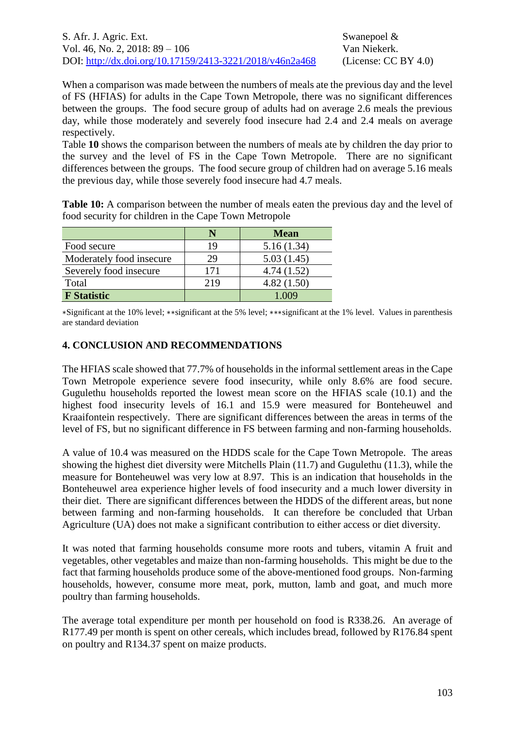When a comparison was made between the numbers of meals ate the previous day and the level of FS (HFIAS) for adults in the Cape Town Metropole, there was no significant differences between the groups. The food secure group of adults had on average 2.6 meals the previous day, while those moderately and severely food insecure had 2.4 and 2.4 meals on average respectively.
Table **10** shows the comparison between the numbers of meals ate by children the day prior to the survey and the level of FS in the Cape Town Metropole. There are no significant differences between the groups. The food secure group of children had on average 5.16 meals the previous day, while those severely food insecure had 4.7 meals.

**Table 10:** A comparison between the number of meals eaten the previous day and the level of food security for children in the Cape Town Metropole

| | N | Mean |
|---|---|---|
| Food secure | 19 | 5.16 (1.34) |
| Moderately food insecure | 29 | 5.03 (1.45) |
| Severely food insecure | 171 | 4.74 (1.52) |
| Total | 219 | 4.82 (1.50) |
| **F Statistic** | | 1.009 |

*Significant at the 10% level; **significant at the 5% level; ***significant at the 1% level. Values in parenthesis are standard deviation

## 4. CONCLUSION AND RECOMMENDATIONS

The HFIAS scale showed that 77.7% of households in the informal settlement areas in the Cape Town Metropole experience severe food insecurity, while only 8.6% are food secure. Gugulethu households reported the lowest mean score on the HFIAS scale (10.1) and the highest food insecurity levels of 16.1 and 15.9 were measured for Bonteheuwel and Kraaifontein respectively. There are significant differences between the areas in terms of the level of FS, but no significant difference in FS between farming and non-farming households.

A value of 10.4 was measured on the HDDS scale for the Cape Town Metropole. The areas showing the highest diet diversity were Mitchells Plain (11.7) and Gugulethu (11.3), while the measure for Bonteheuwel was very low at 8.97. This is an indication that households in the Bonteheuwel area experience higher levels of food insecurity and a much lower diversity in their diet. There are significant differences between the HDDS of the different areas, but none between farming and non-farming households. It can therefore be concluded that Urban Agriculture (UA) does not make a significant contribution to either access or diet diversity.

It was noted that farming households consume more roots and tubers, vitamin A fruit and vegetables, other vegetables and maize than non-farming households. This might be due to the fact that farming households produce some of the above-mentioned food groups. Non-farming households, however, consume more meat, pork, mutton, lamb and goat, and much more poultry than farming households.

The average total expenditure per month per household on food is R338.26. An average of R177.49 per month is spent on other cereals, which includes bread, followed by R176.84 spent on poultry and R134.37 spent on maize products.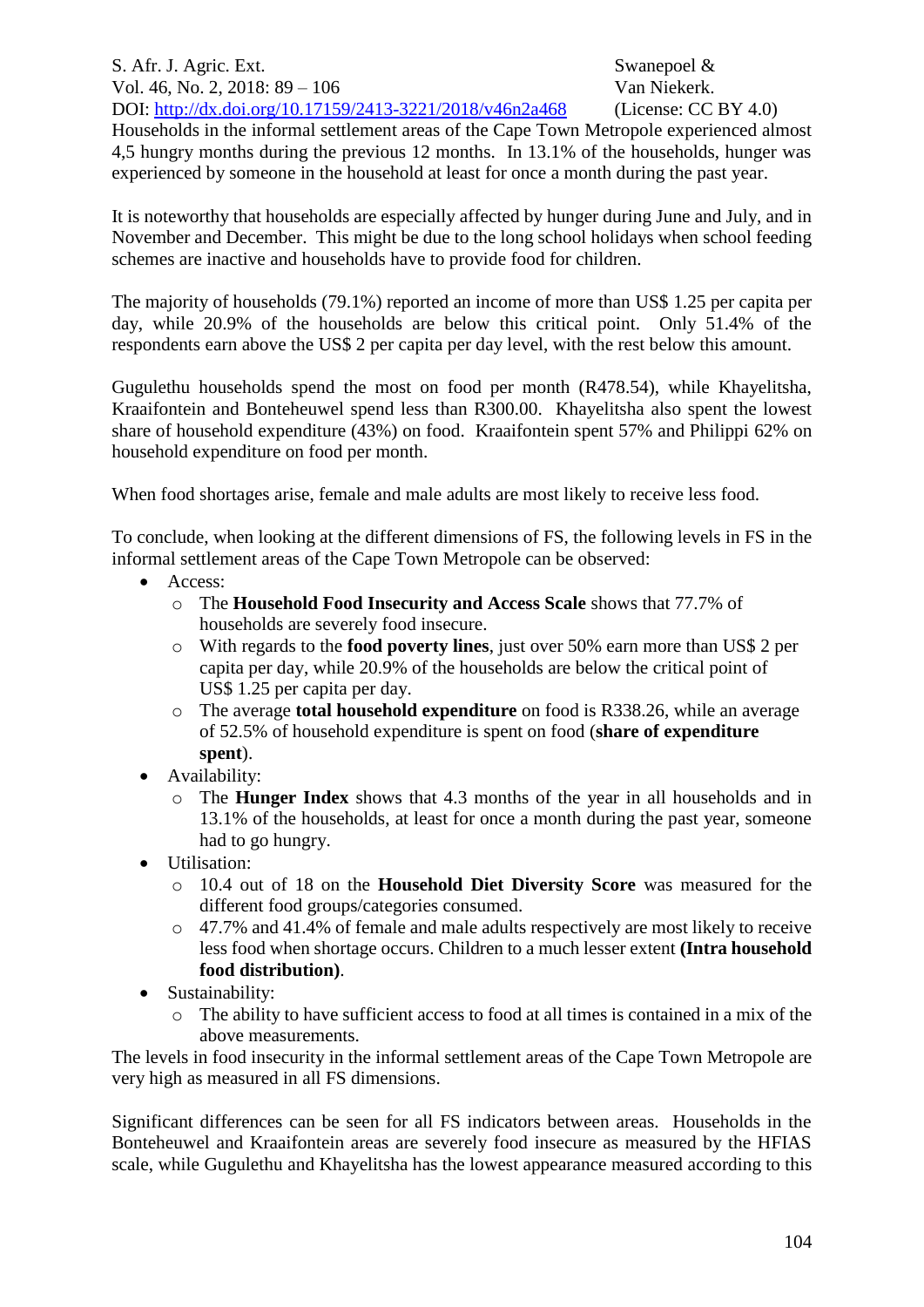Households in the informal settlement areas of the Cape Town Metropole experienced almost 4,5 hungry months during the previous 12 months. In 13.1% of the households, hunger was experienced by someone in the household at least for once a month during the past year.

It is noteworthy that households are especially affected by hunger during June and July, and in November and December. This might be due to the long school holidays when school feeding schemes are inactive and households have to provide food for children.

The majority of households (79.1%) reported an income of more than US$ 1.25 per capita per day, while 20.9% of the households are below this critical point. Only 51.4% of the respondents earn above the US$ 2 per capita per day level, with the rest below this amount.

Gugulethu households spend the most on food per month (R478.54), while Khayelitsha, Kraaifontein and Bonteheuwel spend less than R300.00. Khayelitsha also spent the lowest share of household expenditure (43%) on food. Kraaifontein spent 57% and Philippi 62% on household expenditure on food per month.

When food shortages arise, female and male adults are most likely to receive less food.

To conclude, when looking at the different dimensions of FS, the following levels in FS in the informal settlement areas of the Cape Town Metropole can be observed:

- Access:
  - The **Household Food Insecurity and Access Scale** shows that 77.7% of households are severely food insecure.
  - With regards to the **food poverty lines**, just over 50% earn more than US$ 2 per capita per day, while 20.9% of the households are below the critical point of US$ 1.25 per capita per day.
  - The average **total household expenditure** on food is R338.26, while an average of 52.5% of household expenditure is spent on food (**share of expenditure spent**).
- Availability:
  - The **Hunger Index** shows that 4.3 months of the year in all households and in 13.1% of the households, at least for once a month during the past year, someone had to go hungry.
- Utilisation:
  - 10.4 out of 18 on the **Household Diet Diversity Score** was measured for the different food groups/categories consumed.
  - 47.7% and 41.4% of female and male adults respectively are most likely to receive less food when shortage occurs. Children to a much lesser extent **(Intra household food distribution)**.
- Sustainability:
  - The ability to have sufficient access to food at all times is contained in a mix of the above measurements.

The levels in food insecurity in the informal settlement areas of the Cape Town Metropole are very high as measured in all FS dimensions.

Significant differences can be seen for all FS indicators between areas. Households in the Bonteheuwel and Kraaifontein areas are severely food insecure as measured by the HFIAS scale, while Gugulethu and Khayelitsha has the lowest appearance measured according to this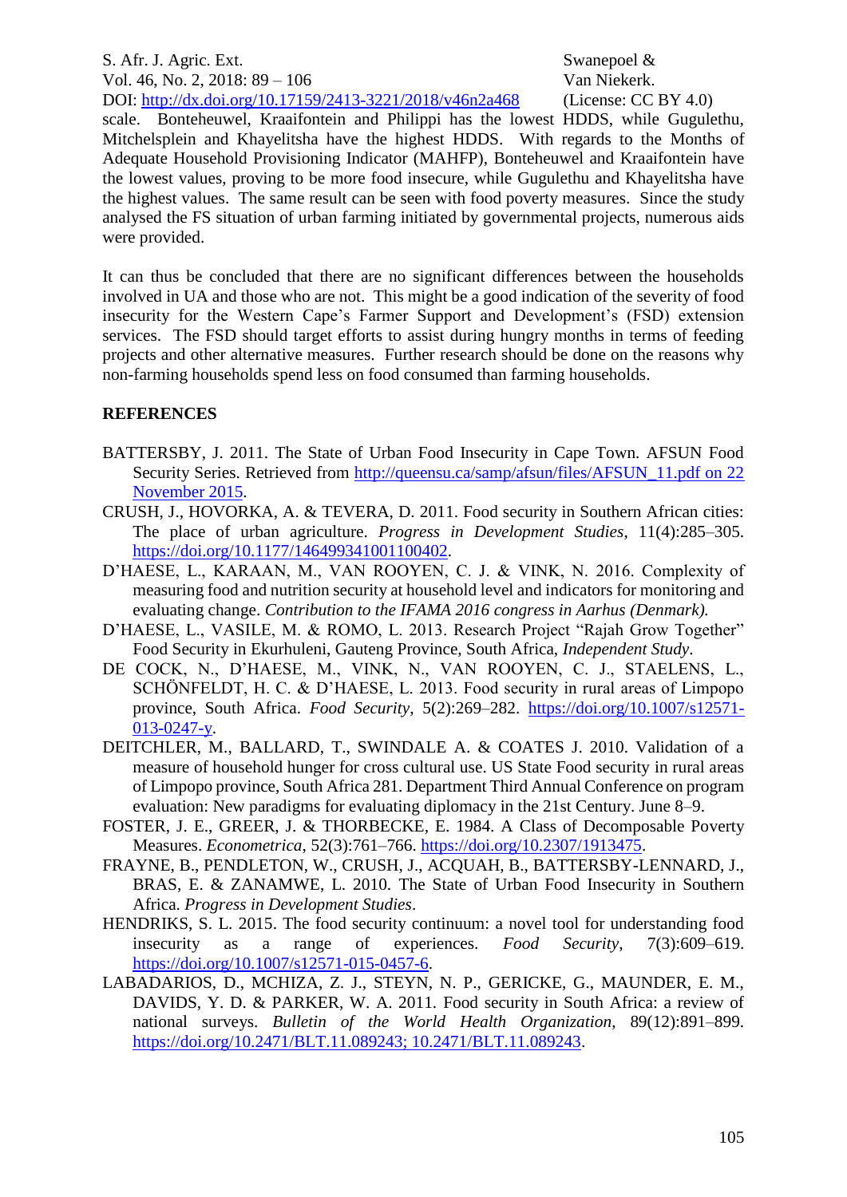scale. Bonteheuwel, Kraaifontein and Philippi has the lowest HDDS, while Gugulethu, Mitchelsplein and Khayelitsha have the highest HDDS. With regards to the Months of Adequate Household Provisioning Indicator (MAHFP), Bonteheuwel and Kraaifontein have the lowest values, proving to be more food insecure, while Gugulethu and Khayelitsha have the highest values. The same result can be seen with food poverty measures. Since the study analysed the FS situation of urban farming initiated by governmental projects, numerous aids were provided.

It can thus be concluded that there are no significant differences between the households involved in UA and those who are not. This might be a good indication of the severity of food insecurity for the Western Cape's Farmer Support and Development's (FSD) extension services. The FSD should target efforts to assist during hungry months in terms of feeding projects and other alternative measures. Further research should be done on the reasons why non-farming households spend less on food consumed than farming households.

## REFERENCES

BATTERSBY, J. 2011. The State of Urban Food Insecurity in Cape Town. AFSUN Food Security Series. Retrieved from http://queensu.ca/samp/afsun/files/AFSUN_11.pdf on 22 November 2015.

CRUSH, J., HOVORKA, A. & TEVERA, D. 2011. Food security in Southern African cities: The place of urban agriculture. *Progress in Development Studies*, 11(4):285–305. https://doi.org/10.1177/146499341001100402.

D'HAESE, L., KARAAN, M., VAN ROOYEN, C. J. & VINK, N. 2016. Complexity of measuring food and nutrition security at household level and indicators for monitoring and evaluating change. *Contribution to the IFAMA 2016 congress in Aarhus (Denmark).*

D'HAESE, L., VASILE, M. & ROMO, L. 2013. Research Project "Rajah Grow Together" Food Security in Ekurhuleni, Gauteng Province, South Africa, *Independent Study*.

DE COCK, N., D'HAESE, M., VINK, N., VAN ROOYEN, C. J., STAELENS, L., SCHÖNFELDT, H. C. & D'HAESE, L. 2013. Food security in rural areas of Limpopo province, South Africa. *Food Security*, 5(2):269–282. https://doi.org/10.1007/s12571-013-0247-y.

DEITCHLER, M., BALLARD, T., SWINDALE A. & COATES J. 2010. Validation of a measure of household hunger for cross cultural use. US State Food security in rural areas of Limpopo province, South Africa 281. Department Third Annual Conference on program evaluation: New paradigms for evaluating diplomacy in the 21st Century. June 8–9.

FOSTER, J. E., GREER, J. & THORBECKE, E. 1984. A Class of Decomposable Poverty Measures. *Econometrica*, 52(3):761–766. https://doi.org/10.2307/1913475.

FRAYNE, B., PENDLETON, W., CRUSH, J., ACQUAH, B., BATTERSBY-LENNARD, J., BRAS, E. & ZANAMWE, L. 2010. The State of Urban Food Insecurity in Southern Africa. *Progress in Development Studies*.

HENDRIKS, S. L. 2015. The food security continuum: a novel tool for understanding food insecurity as a range of experiences. *Food Security*, 7(3):609–619. https://doi.org/10.1007/s12571-015-0457-6.

LABADARIOS, D., MCHIZA, Z. J., STEYN, N. P., GERICKE, G., MAUNDER, E. M., DAVIDS, Y. D. & PARKER, W. A. 2011. Food security in South Africa: a review of national surveys. *Bulletin of the World Health Organization*, 89(12):891–899. https://doi.org/10.2471/BLT.11.089243; 10.2471/BLT.11.089243.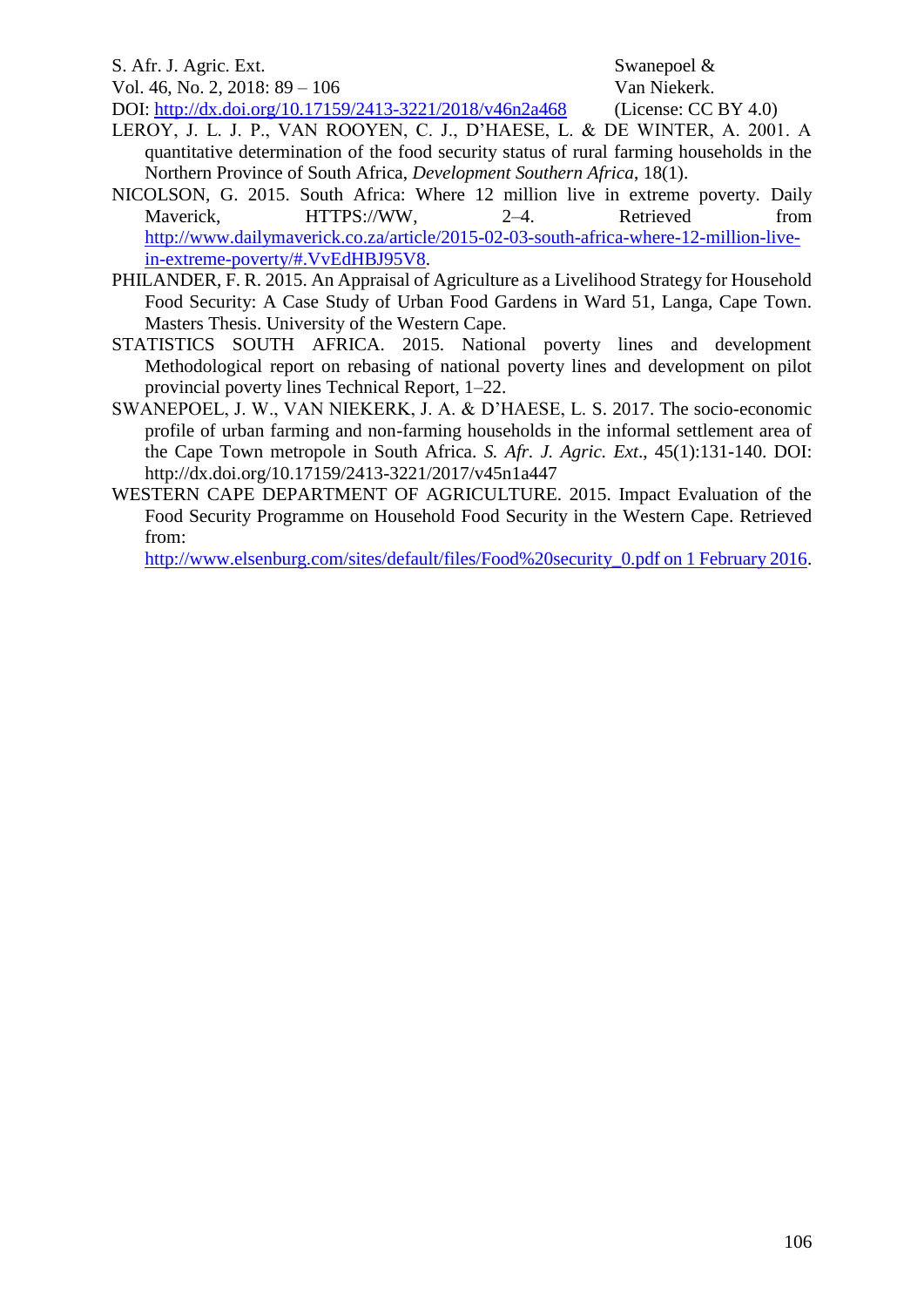LEROY, J. L. J. P., VAN ROOYEN, C. J., D'HAESE, L. & DE WINTER, A. 2001. A quantitative determination of the food security status of rural farming households in the Northern Province of South Africa, *Development Southern Africa*, 18(1).

NICOLSON, G. 2015. South Africa: Where 12 million live in extreme poverty. Daily Maverick, HTTPS://WW, 2–4. Retrieved from http://www.dailymaverick.co.za/article/2015-02-03-south-africa-where-12-million-live-in-extreme-poverty/#.VvEdHBJ95V8.

PHILANDER, F. R. 2015. An Appraisal of Agriculture as a Livelihood Strategy for Household Food Security: A Case Study of Urban Food Gardens in Ward 51, Langa, Cape Town. Masters Thesis. University of the Western Cape.

STATISTICS SOUTH AFRICA. 2015. National poverty lines and development Methodological report on rebasing of national poverty lines and development on pilot provincial poverty lines Technical Report, 1–22.

SWANEPOEL, J. W., VAN NIEKERK, J. A. & D'HAESE, L. S. 2017. The socio-economic profile of urban farming and non-farming households in the informal settlement area of the Cape Town metropole in South Africa. *S. Afr. J. Agric. Ext*., 45(1):131-140. DOI: http://dx.doi.org/10.17159/2413-3221/2017/v45n1a447

WESTERN CAPE DEPARTMENT OF AGRICULTURE. 2015. Impact Evaluation of the Food Security Programme on Household Food Security in the Western Cape. Retrieved from: http://www.elsenburg.com/sites/default/files/Food%20security_0.pdf on 1 February 2016.